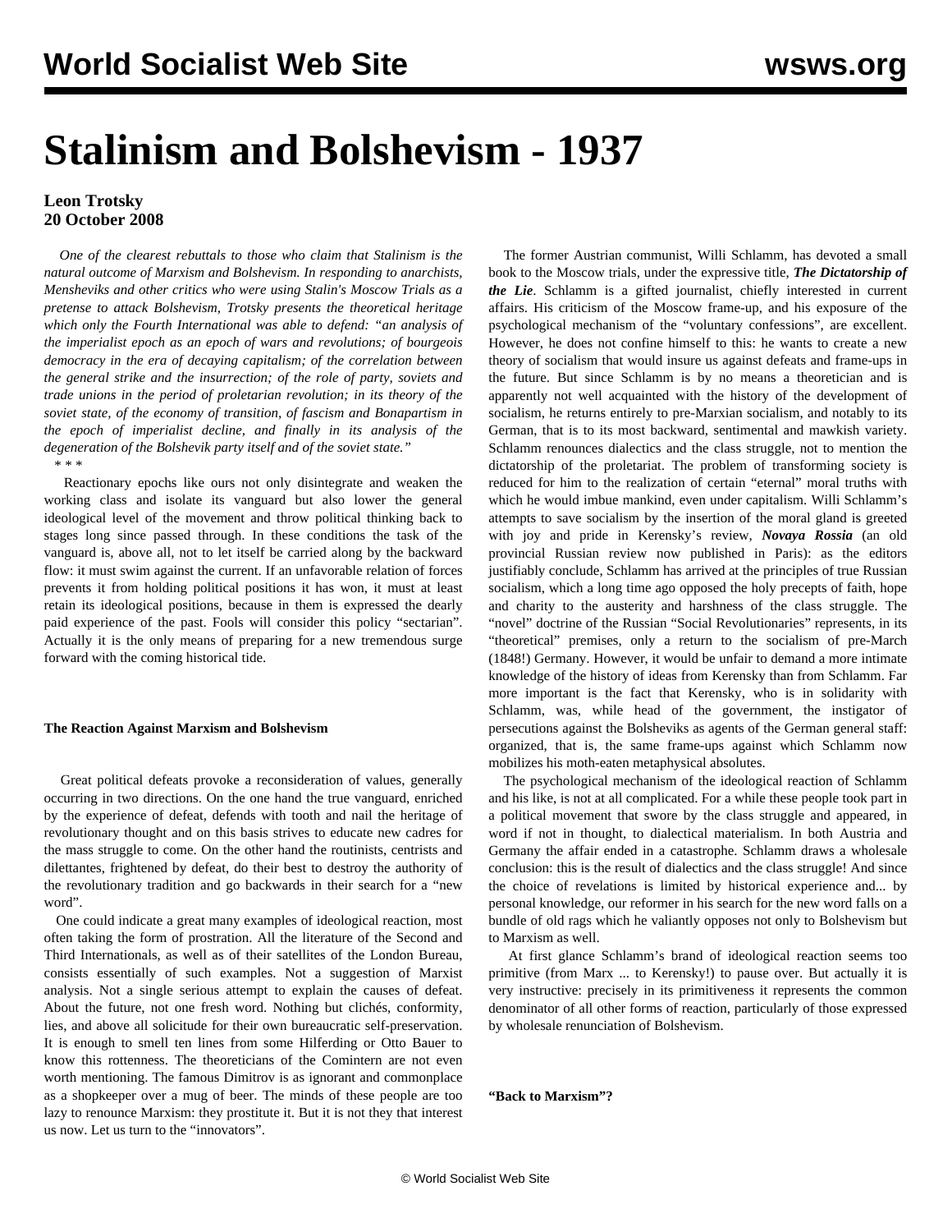# Stalinism and Bolshevism - 1937

**Leon Trotsky**
**20 October 2008**

*One of the clearest rebuttals to those who claim that Stalinism is the natural outcome of Marxism and Bolshevism. In responding to anarchists, Mensheviks and other critics who were using Stalin's Moscow Trials as a pretense to attack Bolshevism, Trotsky presents the theoretical heritage which only the Fourth International was able to defend: "an analysis of the imperialist epoch as an epoch of wars and revolutions; of bourgeois democracy in the era of decaying capitalism; of the correlation between the general strike and the insurrection; of the role of party, soviets and trade unions in the period of proletarian revolution; in its theory of the soviet state, of the economy of transition, of fascism and Bonapartism in the epoch of imperialist decline, and finally in its analysis of the degeneration of the Bolshevik party itself and of the soviet state."*

\* \* \*

Reactionary epochs like ours not only disintegrate and weaken the working class and isolate its vanguard but also lower the general ideological level of the movement and throw political thinking back to stages long since passed through. In these conditions the task of the vanguard is, above all, not to let itself be carried along by the backward flow: it must swim against the current. If an unfavorable relation of forces prevents it from holding political positions it has won, it must at least retain its ideological positions, because in them is expressed the dearly paid experience of the past. Fools will consider this policy "sectarian". Actually it is the only means of preparing for a new tremendous surge forward with the coming historical tide.

**The Reaction Against Marxism and Bolshevism**

Great political defeats provoke a reconsideration of values, generally occurring in two directions. On the one hand the true vanguard, enriched by the experience of defeat, defends with tooth and nail the heritage of revolutionary thought and on this basis strives to educate new cadres for the mass struggle to come. On the other hand the routinists, centrists and dilettantes, frightened by defeat, do their best to destroy the authority of the revolutionary tradition and go backwards in their search for a "new word".

One could indicate a great many examples of ideological reaction, most often taking the form of prostration. All the literature of the Second and Third Internationals, as well as of their satellites of the London Bureau, consists essentially of such examples. Not a suggestion of Marxist analysis. Not a single serious attempt to explain the causes of defeat. About the future, not one fresh word. Nothing but clichés, conformity, lies, and above all solicitude for their own bureaucratic self-preservation. It is enough to smell ten lines from some Hilferding or Otto Bauer to know this rottenness. The theoreticians of the Comintern are not even worth mentioning. The famous Dimitrov is as ignorant and commonplace as a shopkeeper over a mug of beer. The minds of these people are too lazy to renounce Marxism: they prostitute it. But it is not they that interest us now. Let us turn to the "innovators".

The former Austrian communist, Willi Schlamm, has devoted a small book to the Moscow trials, under the expressive title, ***The Dictatorship of the Lie***. Schlamm is a gifted journalist, chiefly interested in current affairs. His criticism of the Moscow frame-up, and his exposure of the psychological mechanism of the "voluntary confessions", are excellent. However, he does not confine himself to this: he wants to create a new theory of socialism that would insure us against defeats and frame-ups in the future. But since Schlamm is by no means a theoretician and is apparently not well acquainted with the history of the development of socialism, he returns entirely to pre-Marxian socialism, and notably to its German, that is to its most backward, sentimental and mawkish variety. Schlamm renounces dialectics and the class struggle, not to mention the dictatorship of the proletariat. The problem of transforming society is reduced for him to the realization of certain "eternal" moral truths with which he would imbue mankind, even under capitalism. Willi Schlamm's attempts to save socialism by the insertion of the moral gland is greeted with joy and pride in Kerensky's review, ***Novaya Rossia*** (an old provincial Russian review now published in Paris): as the editors justifiably conclude, Schlamm has arrived at the principles of true Russian socialism, which a long time ago opposed the holy precepts of faith, hope and charity to the austerity and harshness of the class struggle. The "novel" doctrine of the Russian "Social Revolutionaries" represents, in its "theoretical" premises, only a return to the socialism of pre-March (1848!) Germany. However, it would be unfair to demand a more intimate knowledge of the history of ideas from Kerensky than from Schlamm. Far more important is the fact that Kerensky, who is in solidarity with Schlamm, was, while head of the government, the instigator of persecutions against the Bolsheviks as agents of the German general staff: organized, that is, the same frame-ups against which Schlamm now mobilizes his moth-eaten metaphysical absolutes.

The psychological mechanism of the ideological reaction of Schlamm and his like, is not at all complicated. For a while these people took part in a political movement that swore by the class struggle and appeared, in word if not in thought, to dialectical materialism. In both Austria and Germany the affair ended in a catastrophe. Schlamm draws a wholesale conclusion: this is the result of dialectics and the class struggle! And since the choice of revelations is limited by historical experience and... by personal knowledge, our reformer in his search for the new word falls on a bundle of old rags which he valiantly opposes not only to Bolshevism but to Marxism as well.

At first glance Schlamm's brand of ideological reaction seems too primitive (from Marx ... to Kerensky!) to pause over. But actually it is very instructive: precisely in its primitiveness it represents the common denominator of all other forms of reaction, particularly of those expressed by wholesale renunciation of Bolshevism.

**"Back to Marxism"?**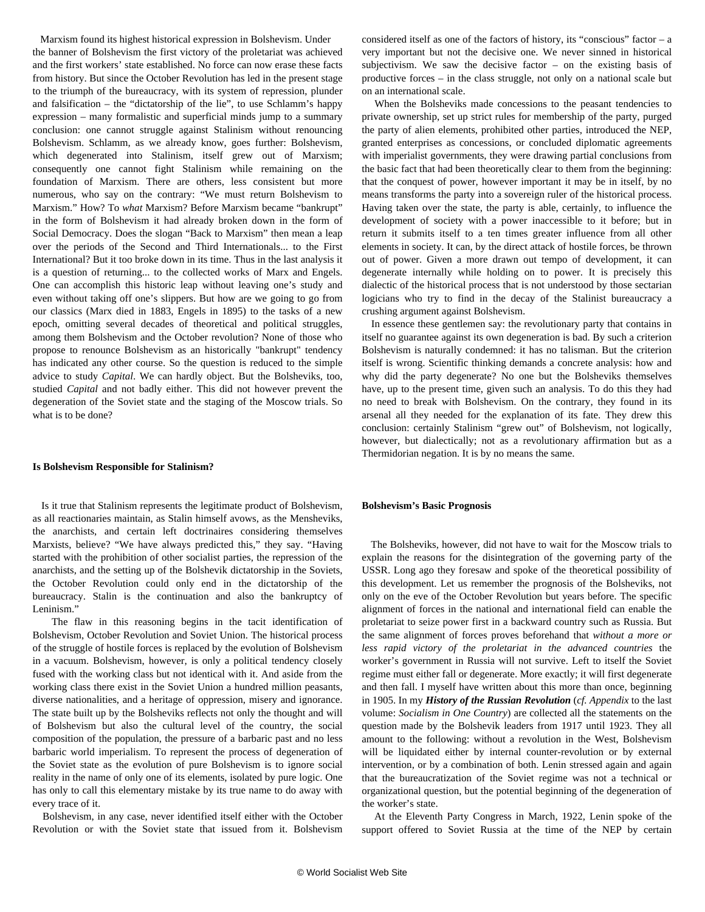Marxism found its highest historical expression in Bolshevism. Under the banner of Bolshevism the first victory of the proletariat was achieved and the first workers' state established. No force can now erase these facts from history. But since the October Revolution has led in the present stage to the triumph of the bureaucracy, with its system of repression, plunder and falsification – the "dictatorship of the lie", to use Schlamm's happy expression – many formalistic and superficial minds jump to a summary conclusion: one cannot struggle against Stalinism without renouncing Bolshevism. Schlamm, as we already know, goes further: Bolshevism, which degenerated into Stalinism, itself grew out of Marxism; consequently one cannot fight Stalinism while remaining on the foundation of Marxism. There are others, less consistent but more numerous, who say on the contrary: "We must return Bolshevism to Marxism." How? To *what* Marxism? Before Marxism became "bankrupt" in the form of Bolshevism it had already broken down in the form of Social Democracy. Does the slogan "Back to Marxism" then mean a leap over the periods of the Second and Third Internationals... to the First International? But it too broke down in its time. Thus in the last analysis it is a question of returning... to the collected works of Marx and Engels. One can accomplish this historic leap without leaving one's study and even without taking off one's slippers. But how are we going to go from our classics (Marx died in 1883, Engels in 1895) to the tasks of a new epoch, omitting several decades of theoretical and political struggles, among them Bolshevism and the October revolution? None of those who propose to renounce Bolshevism as an historically "bankrupt" tendency has indicated any other course. So the question is reduced to the simple advice to study *Capital*. We can hardly object. But the Bolsheviks, too, studied *Capital* and not badly either. This did not however prevent the degeneration of the Soviet state and the staging of the Moscow trials. So what is to be done?

### Is Bolshevism Responsible for Stalinism?

Is it true that Stalinism represents the legitimate product of Bolshevism, as all reactionaries maintain, as Stalin himself avows, as the Mensheviks, the anarchists, and certain left doctrinaires considering themselves Marxists, believe? "We have always predicted this," they say. "Having started with the prohibition of other socialist parties, the repression of the anarchists, and the setting up of the Bolshevik dictatorship in the Soviets, the October Revolution could only end in the dictatorship of the bureaucracy. Stalin is the continuation and also the bankruptcy of Leninism."

The flaw in this reasoning begins in the tacit identification of Bolshevism, October Revolution and Soviet Union. The historical process of the struggle of hostile forces is replaced by the evolution of Bolshevism in a vacuum. Bolshevism, however, is only a political tendency closely fused with the working class but not identical with it. And aside from the working class there exist in the Soviet Union a hundred million peasants, diverse nationalities, and a heritage of oppression, misery and ignorance. The state built up by the Bolsheviks reflects not only the thought and will of Bolshevism but also the cultural level of the country, the social composition of the population, the pressure of a barbaric past and no less barbaric world imperialism. To represent the process of degeneration of the Soviet state as the evolution of pure Bolshevism is to ignore social reality in the name of only one of its elements, isolated by pure logic. One has only to call this elementary mistake by its true name to do away with every trace of it.

Bolshevism, in any case, never identified itself either with the October Revolution or with the Soviet state that issued from it. Bolshevism considered itself as one of the factors of history, its "conscious" factor – a very important but not the decisive one. We never sinned in historical subjectivism. We saw the decisive factor – on the existing basis of productive forces – in the class struggle, not only on a national scale but on an international scale.

When the Bolsheviks made concessions to the peasant tendencies to private ownership, set up strict rules for membership of the party, purged the party of alien elements, prohibited other parties, introduced the NEP, granted enterprises as concessions, or concluded diplomatic agreements with imperialist governments, they were drawing partial conclusions from the basic fact that had been theoretically clear to them from the beginning: that the conquest of power, however important it may be in itself, by no means transforms the party into a sovereign ruler of the historical process. Having taken over the state, the party is able, certainly, to influence the development of society with a power inaccessible to it before; but in return it submits itself to a ten times greater influence from all other elements in society. It can, by the direct attack of hostile forces, be thrown out of power. Given a more drawn out tempo of development, it can degenerate internally while holding on to power. It is precisely this dialectic of the historical process that is not understood by those sectarian logicians who try to find in the decay of the Stalinist bureaucracy a crushing argument against Bolshevism.

In essence these gentlemen say: the revolutionary party that contains in itself no guarantee against its own degeneration is bad. By such a criterion Bolshevism is naturally condemned: it has no talisman. But the criterion itself is wrong. Scientific thinking demands a concrete analysis: how and why did the party degenerate? No one but the Bolsheviks themselves have, up to the present time, given such an analysis. To do this they had no need to break with Bolshevism. On the contrary, they found in its arsenal all they needed for the explanation of its fate. They drew this conclusion: certainly Stalinism "grew out" of Bolshevism, not logically, however, but dialectically; not as a revolutionary affirmation but as a Thermidorian negation. It is by no means the same.

### Bolshevism's Basic Prognosis

The Bolsheviks, however, did not have to wait for the Moscow trials to explain the reasons for the disintegration of the governing party of the USSR. Long ago they foresaw and spoke of the theoretical possibility of this development. Let us remember the prognosis of the Bolsheviks, not only on the eve of the October Revolution but years before. The specific alignment of forces in the national and international field can enable the proletariat to seize power first in a backward country such as Russia. But the same alignment of forces proves beforehand that *without a more or less rapid victory of the proletariat in the advanced countries* the worker's government in Russia will not survive. Left to itself the Soviet regime must either fall or degenerate. More exactly; it will first degenerate and then fall. I myself have written about this more than once, beginning in 1905. In my ***History of the Russian Revolution*** (*cf. Appendix* to the last volume: *Socialism in One Country*) are collected all the statements on the question made by the Bolshevik leaders from 1917 until 1923. They all amount to the following: without a revolution in the West, Bolshevism will be liquidated either by internal counter-revolution or by external intervention, or by a combination of both. Lenin stressed again and again that the bureaucratization of the Soviet regime was not a technical or organizational question, but the potential beginning of the degeneration of the worker's state.

At the Eleventh Party Congress in March, 1922, Lenin spoke of the support offered to Soviet Russia at the time of the NEP by certain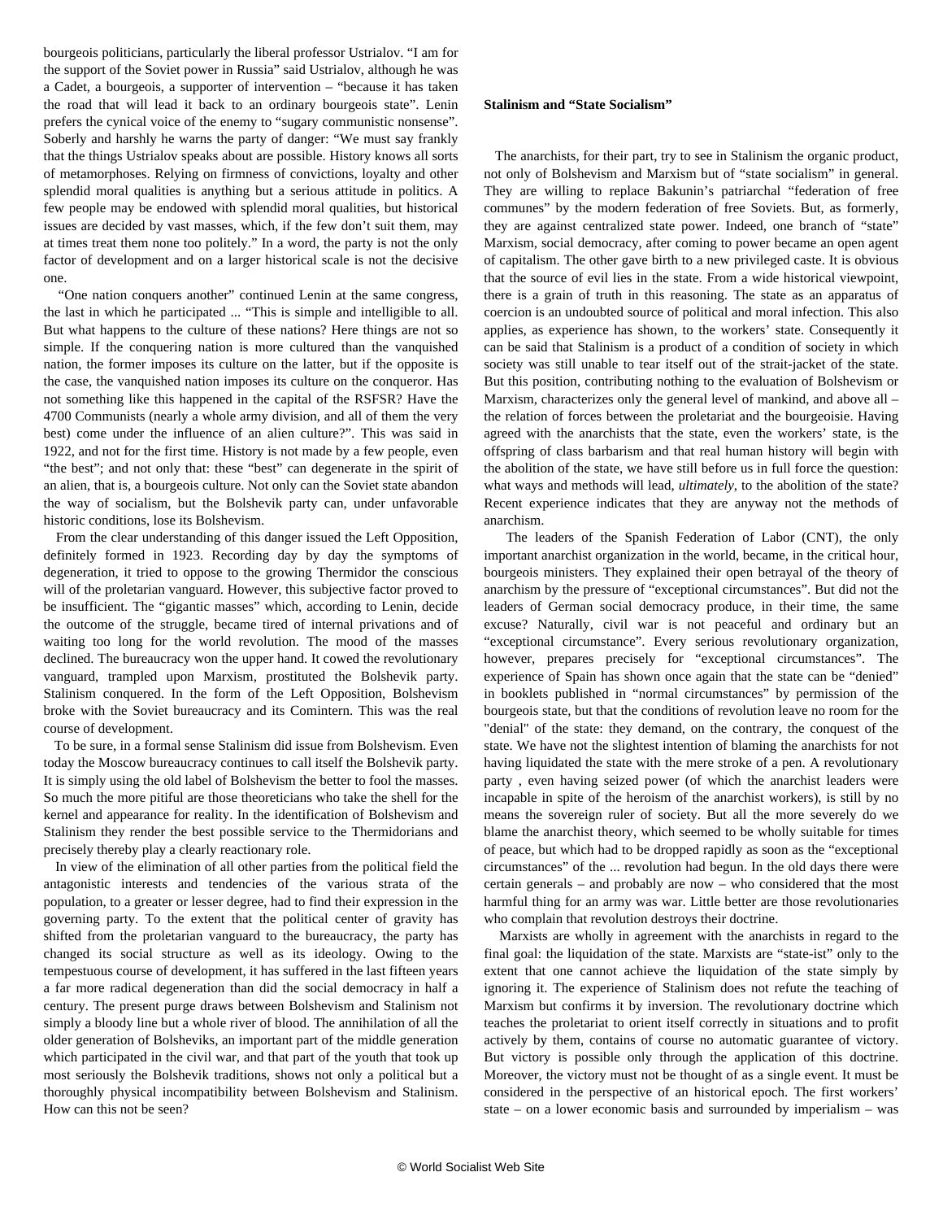bourgeois politicians, particularly the liberal professor Ustrialov. “I am for the support of the Soviet power in Russia” said Ustrialov, although he was a Cadet, a bourgeois, a supporter of intervention – “because it has taken the road that will lead it back to an ordinary bourgeois state”. Lenin prefers the cynical voice of the enemy to “sugary communistic nonsense”. Soberly and harshly he warns the party of danger: “We must say frankly that the things Ustrialov speaks about are possible. History knows all sorts of metamorphoses. Relying on firmness of convictions, loyalty and other splendid moral qualities is anything but a serious attitude in politics. A few people may be endowed with splendid moral qualities, but historical issues are decided by vast masses, which, if the few don’t suit them, may at times treat them none too politely.” In a word, the party is not the only factor of development and on a larger historical scale is not the decisive one.

“One nation conquers another” continued Lenin at the same congress, the last in which he participated ... “This is simple and intelligible to all. But what happens to the culture of these nations? Here things are not so simple. If the conquering nation is more cultured than the vanquished nation, the former imposes its culture on the latter, but if the opposite is the case, the vanquished nation imposes its culture on the conqueror. Has not something like this happened in the capital of the RSFSR? Have the 4700 Communists (nearly a whole army division, and all of them the very best) come under the influence of an alien culture?”. This was said in 1922, and not for the first time. History is not made by a few people, even “the best”; and not only that: these “best” can degenerate in the spirit of an alien, that is, a bourgeois culture. Not only can the Soviet state abandon the way of socialism, but the Bolshevik party can, under unfavorable historic conditions, lose its Bolshevism.

From the clear understanding of this danger issued the Left Opposition, definitely formed in 1923. Recording day by day the symptoms of degeneration, it tried to oppose to the growing Thermidor the conscious will of the proletarian vanguard. However, this subjective factor proved to be insufficient. The “gigantic masses” which, according to Lenin, decide the outcome of the struggle, became tired of internal privations and of waiting too long for the world revolution. The mood of the masses declined. The bureaucracy won the upper hand. It cowed the revolutionary vanguard, trampled upon Marxism, prostituted the Bolshevik party. Stalinism conquered. In the form of the Left Opposition, Bolshevism broke with the Soviet bureaucracy and its Comintern. This was the real course of development.

To be sure, in a formal sense Stalinism did issue from Bolshevism. Even today the Moscow bureaucracy continues to call itself the Bolshevik party. It is simply using the old label of Bolshevism the better to fool the masses. So much the more pitiful are those theoreticians who take the shell for the kernel and appearance for reality. In the identification of Bolshevism and Stalinism they render the best possible service to the Thermidorians and precisely thereby play a clearly reactionary role.

In view of the elimination of all other parties from the political field the antagonistic interests and tendencies of the various strata of the population, to a greater or lesser degree, had to find their expression in the governing party. To the extent that the political center of gravity has shifted from the proletarian vanguard to the bureaucracy, the party has changed its social structure as well as its ideology. Owing to the tempestuous course of development, it has suffered in the last fifteen years a far more radical degeneration than did the social democracy in half a century. The present purge draws between Bolshevism and Stalinism not simply a bloody line but a whole river of blood. The annihilation of all the older generation of Bolsheviks, an important part of the middle generation which participated in the civil war, and that part of the youth that took up most seriously the Bolshevik traditions, shows not only a political but a thoroughly physical incompatibility between Bolshevism and Stalinism. How can this not be seen?

**Stalinism and “State Socialism”**

The anarchists, for their part, try to see in Stalinism the organic product, not only of Bolshevism and Marxism but of “state socialism” in general. They are willing to replace Bakunin’s patriarchal “federation of free communes” by the modern federation of free Soviets. But, as formerly, they are against centralized state power. Indeed, one branch of “state” Marxism, social democracy, after coming to power became an open agent of capitalism. The other gave birth to a new privileged caste. It is obvious that the source of evil lies in the state. From a wide historical viewpoint, there is a grain of truth in this reasoning. The state as an apparatus of coercion is an undoubted source of political and moral infection. This also applies, as experience has shown, to the workers’ state. Consequently it can be said that Stalinism is a product of a condition of society in which society was still unable to tear itself out of the strait-jacket of the state. But this position, contributing nothing to the evaluation of Bolshevism or Marxism, characterizes only the general level of mankind, and above all – the relation of forces between the proletariat and the bourgeoisie. Having agreed with the anarchists that the state, even the workers’ state, is the offspring of class barbarism and that real human history will begin with the abolition of the state, we have still before us in full force the question: what ways and methods will lead, *ultimately*, to the abolition of the state? Recent experience indicates that they are anyway not the methods of anarchism.

The leaders of the Spanish Federation of Labor (CNT), the only important anarchist organization in the world, became, in the critical hour, bourgeois ministers. They explained their open betrayal of the theory of anarchism by the pressure of “exceptional circumstances”. But did not the leaders of German social democracy produce, in their time, the same excuse? Naturally, civil war is not peaceful and ordinary but an “exceptional circumstance”. Every serious revolutionary organization, however, prepares precisely for “exceptional circumstances”. The experience of Spain has shown once again that the state can be “denied” in booklets published in “normal circumstances” by permission of the bourgeois state, but that the conditions of revolution leave no room for the "denial" of the state: they demand, on the contrary, the conquest of the state. We have not the slightest intention of blaming the anarchists for not having liquidated the state with the mere stroke of a pen. A revolutionary party , even having seized power (of which the anarchist leaders were incapable in spite of the heroism of the anarchist workers), is still by no means the sovereign ruler of society. But all the more severely do we blame the anarchist theory, which seemed to be wholly suitable for times of peace, but which had to be dropped rapidly as soon as the “exceptional circumstances” of the ... revolution had begun. In the old days there were certain generals – and probably are now – who considered that the most harmful thing for an army was war. Little better are those revolutionaries who complain that revolution destroys their doctrine.

Marxists are wholly in agreement with the anarchists in regard to the final goal: the liquidation of the state. Marxists are “state-ist” only to the extent that one cannot achieve the liquidation of the state simply by ignoring it. The experience of Stalinism does not refute the teaching of Marxism but confirms it by inversion. The revolutionary doctrine which teaches the proletariat to orient itself correctly in situations and to profit actively by them, contains of course no automatic guarantee of victory. But victory is possible only through the application of this doctrine. Moreover, the victory must not be thought of as a single event. It must be considered in the perspective of an historical epoch. The first workers’ state – on a lower economic basis and surrounded by imperialism – was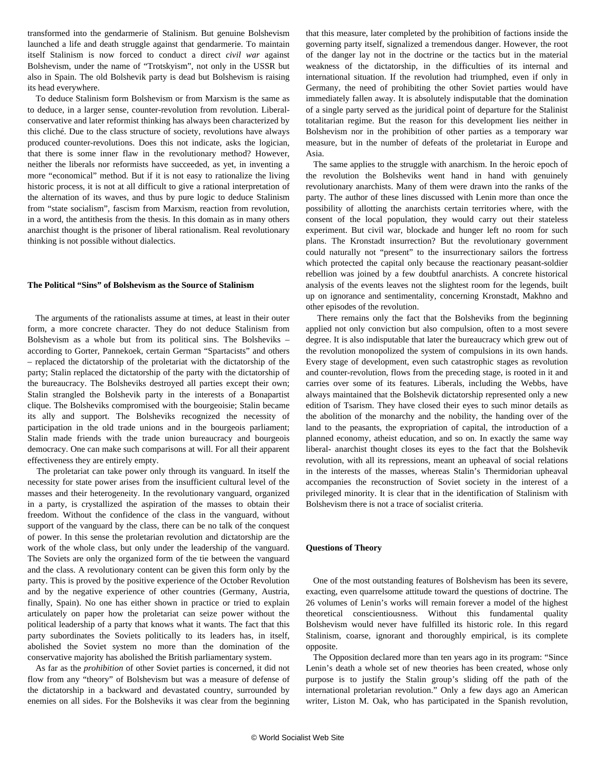transformed into the gendarmerie of Stalinism. But genuine Bolshevism launched a life and death struggle against that gendarmerie. To maintain itself Stalinism is now forced to conduct a direct *civil war* against Bolshevism, under the name of "Trotskyism", not only in the USSR but also in Spain. The old Bolshevik party is dead but Bolshevism is raising its head everywhere.

To deduce Stalinism form Bolshevism or from Marxism is the same as to deduce, in a larger sense, counter-revolution from revolution. Liberal-conservative and later reformist thinking has always been characterized by this cliché. Due to the class structure of society, revolutions have always produced counter-revolutions. Does this not indicate, asks the logician, that there is some inner flaw in the revolutionary method? However, neither the liberals nor reformists have succeeded, as yet, in inventing a more "economical" method. But if it is not easy to rationalize the living historic process, it is not at all difficult to give a rational interpretation of the alternation of its waves, and thus by pure logic to deduce Stalinism from "state socialism", fascism from Marxism, reaction from revolution, in a word, the antithesis from the thesis. In this domain as in many others anarchist thought is the prisoner of liberal rationalism. Real revolutionary thinking is not possible without dialectics.

### The Political "Sins" of Bolshevism as the Source of Stalinism

The arguments of the rationalists assume at times, at least in their outer form, a more concrete character. They do not deduce Stalinism from Bolshevism as a whole but from its political sins. The Bolsheviks – according to Gorter, Pannekoek, certain German "Spartacists" and others – replaced the dictatorship of the proletariat with the dictatorship of the party; Stalin replaced the dictatorship of the party with the dictatorship of the bureaucracy. The Bolsheviks destroyed all parties except their own; Stalin strangled the Bolshevik party in the interests of a Bonapartist clique. The Bolsheviks compromised with the bourgeoisie; Stalin became its ally and support. The Bolsheviks recognized the necessity of participation in the old trade unions and in the bourgeois parliament; Stalin made friends with the trade union bureaucracy and bourgeois democracy. One can make such comparisons at will. For all their apparent effectiveness they are entirely empty.

The proletariat can take power only through its vanguard. In itself the necessity for state power arises from the insufficient cultural level of the masses and their heterogeneity. In the revolutionary vanguard, organized in a party, is crystallized the aspiration of the masses to obtain their freedom. Without the confidence of the class in the vanguard, without support of the vanguard by the class, there can be no talk of the conquest of power. In this sense the proletarian revolution and dictatorship are the work of the whole class, but only under the leadership of the vanguard. The Soviets are only the organized form of the tie between the vanguard and the class. A revolutionary content can be given this form only by the party. This is proved by the positive experience of the October Revolution and by the negative experience of other countries (Germany, Austria, finally, Spain). No one has either shown in practice or tried to explain articulately on paper how the proletariat can seize power without the political leadership of a party that knows what it wants. The fact that this party subordinates the Soviets politically to its leaders has, in itself, abolished the Soviet system no more than the domination of the conservative majority has abolished the British parliamentary system.

As far as the *prohibition* of other Soviet parties is concerned, it did not flow from any "theory" of Bolshevism but was a measure of defense of the dictatorship in a backward and devastated country, surrounded by enemies on all sides. For the Bolsheviks it was clear from the beginning that this measure, later completed by the prohibition of factions inside the governing party itself, signalized a tremendous danger. However, the root of the danger lay not in the doctrine or the tactics but in the material weakness of the dictatorship, in the difficulties of its internal and international situation. If the revolution had triumphed, even if only in Germany, the need of prohibiting the other Soviet parties would have immediately fallen away. It is absolutely indisputable that the domination of a single party served as the juridical point of departure for the Stalinist totalitarian regime. But the reason for this development lies neither in Bolshevism nor in the prohibition of other parties as a temporary war measure, but in the number of defeats of the proletariat in Europe and Asia.

The same applies to the struggle with anarchism. In the heroic epoch of the revolution the Bolsheviks went hand in hand with genuinely revolutionary anarchists. Many of them were drawn into the ranks of the party. The author of these lines discussed with Lenin more than once the possibility of allotting the anarchists certain territories where, with the consent of the local population, they would carry out their stateless experiment. But civil war, blockade and hunger left no room for such plans. The Kronstadt insurrection? But the revolutionary government could naturally not "present" to the insurrectionary sailors the fortress which protected the capital only because the reactionary peasant-soldier rebellion was joined by a few doubtful anarchists. A concrete historical analysis of the events leaves not the slightest room for the legends, built up on ignorance and sentimentality, concerning Kronstadt, Makhno and other episodes of the revolution.

There remains only the fact that the Bolsheviks from the beginning applied not only conviction but also compulsion, often to a most severe degree. It is also indisputable that later the bureaucracy which grew out of the revolution monopolized the system of compulsions in its own hands. Every stage of development, even such catastrophic stages as revolution and counter-revolution, flows from the preceding stage, is rooted in it and carries over some of its features. Liberals, including the Webbs, have always maintained that the Bolshevik dictatorship represented only a new edition of Tsarism. They have closed their eyes to such minor details as the abolition of the monarchy and the nobility, the handing over of the land to the peasants, the expropriation of capital, the introduction of a planned economy, atheist education, and so on. In exactly the same way liberal- anarchist thought closes its eyes to the fact that the Bolshevik revolution, with all its repressions, meant an upheaval of social relations in the interests of the masses, whereas Stalin's Thermidorian upheaval accompanies the reconstruction of Soviet society in the interest of a privileged minority. It is clear that in the identification of Stalinism with Bolshevism there is not a trace of socialist criteria.

### Questions of Theory

One of the most outstanding features of Bolshevism has been its severe, exacting, even quarrelsome attitude toward the questions of doctrine. The 26 volumes of Lenin's works will remain forever a model of the highest theoretical conscientiousness. Without this fundamental quality Bolshevism would never have fulfilled its historic role. In this regard Stalinism, coarse, ignorant and thoroughly empirical, is its complete opposite.

The Opposition declared more than ten years ago in its program: "Since Lenin's death a whole set of new theories has been created, whose only purpose is to justify the Stalin group's sliding off the path of the international proletarian revolution." Only a few days ago an American writer, Liston M. Oak, who has participated in the Spanish revolution,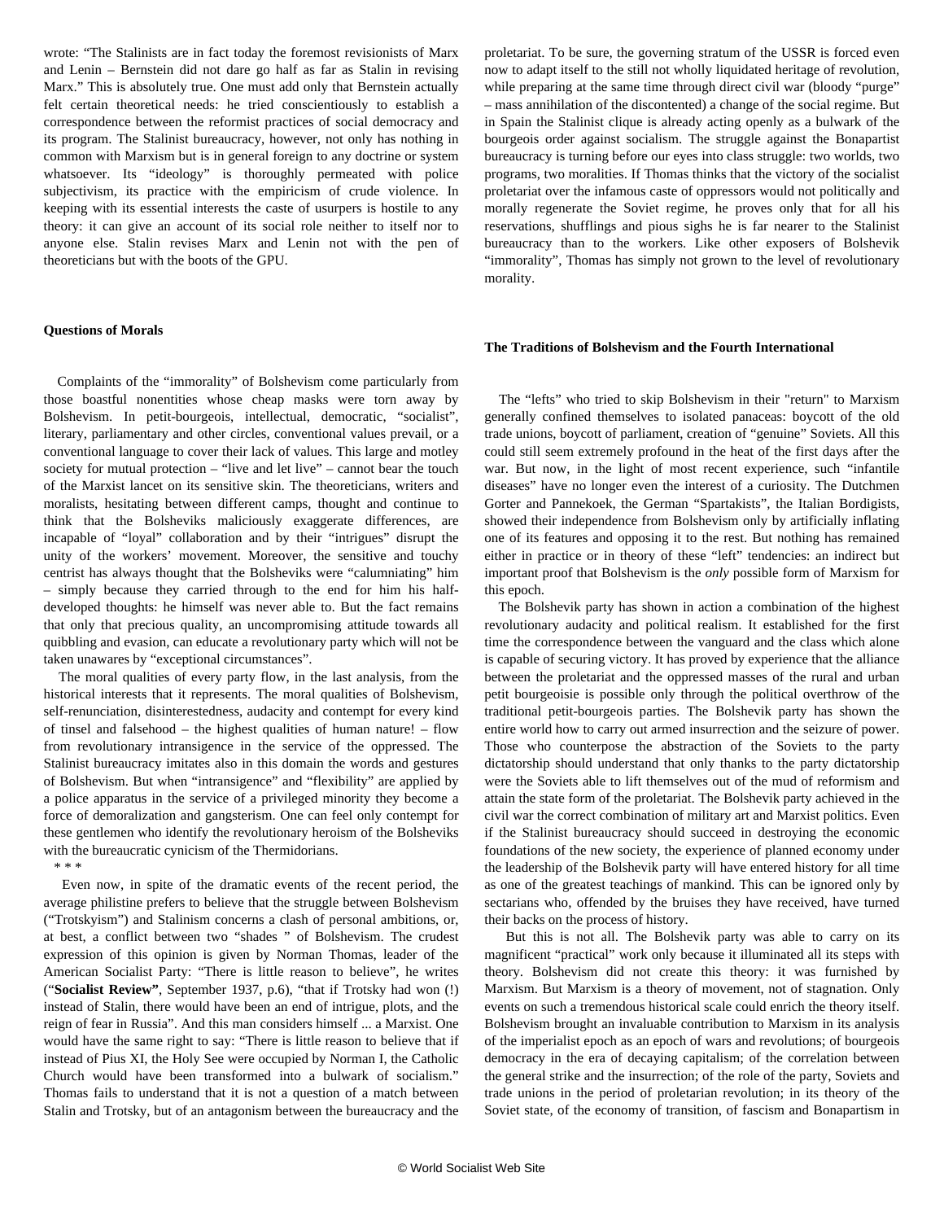wrote: “The Stalinists are in fact today the foremost revisionists of Marx and Lenin – Bernstein did not dare go half as far as Stalin in revising Marx.” This is absolutely true. One must add only that Bernstein actually felt certain theoretical needs: he tried conscientiously to establish a correspondence between the reformist practices of social democracy and its program. The Stalinist bureaucracy, however, not only has nothing in common with Marxism but is in general foreign to any doctrine or system whatsoever. Its “ideology” is thoroughly permeated with police subjectivism, its practice with the empiricism of crude violence. In keeping with its essential interests the caste of usurpers is hostile to any theory: it can give an account of its social role neither to itself nor to anyone else. Stalin revises Marx and Lenin not with the pen of theoreticians but with the boots of the GPU.

**Questions of Morals**

Complaints of the “immorality” of Bolshevism come particularly from those boastful nonentities whose cheap masks were torn away by Bolshevism. In petit-bourgeois, intellectual, democratic, “socialist”, literary, parliamentary and other circles, conventional values prevail, or a conventional language to cover their lack of values. This large and motley society for mutual protection – “live and let live” – cannot bear the touch of the Marxist lancet on its sensitive skin. The theoreticians, writers and moralists, hesitating between different camps, thought and continue to think that the Bolsheviks maliciously exaggerate differences, are incapable of “loyal” collaboration and by their “intrigues” disrupt the unity of the workers’ movement. Moreover, the sensitive and touchy centrist has always thought that the Bolsheviks were “calumniating” him – simply because they carried through to the end for him his half-developed thoughts: he himself was never able to. But the fact remains that only that precious quality, an uncompromising attitude towards all quibbling and evasion, can educate a revolutionary party which will not be taken unawares by “exceptional circumstances”.

The moral qualities of every party flow, in the last analysis, from the historical interests that it represents. The moral qualities of Bolshevism, self-renunciation, disinterestedness, audacity and contempt for every kind of tinsel and falsehood – the highest qualities of human nature! – flow from revolutionary intransigence in the service of the oppressed. The Stalinist bureaucracy imitates also in this domain the words and gestures of Bolshevism. But when “intransigence” and “flexibility” are applied by a police apparatus in the service of a privileged minority they become a force of demoralization and gangsterism. One can feel only contempt for these gentlemen who identify the revolutionary heroism of the Bolsheviks with the bureaucratic cynicism of the Thermidorians.

\* \* \*

Even now, in spite of the dramatic events of the recent period, the average philistine prefers to believe that the struggle between Bolshevism (“Trotskyism”) and Stalinism concerns a clash of personal ambitions, or, at best, a conflict between two “shades ” of Bolshevism. The crudest expression of this opinion is given by Norman Thomas, leader of the American Socialist Party: “There is little reason to believe”, he writes (“**Socialist Review”**, September 1937, p.6), “that if Trotsky had won (!) instead of Stalin, there would have been an end of intrigue, plots, and the reign of fear in Russia”. And this man considers himself ... a Marxist. One would have the same right to say: “There is little reason to believe that if instead of Pius XI, the Holy See were occupied by Norman I, the Catholic Church would have been transformed into a bulwark of socialism.” Thomas fails to understand that it is not a question of a match between Stalin and Trotsky, but of an antagonism between the bureaucracy and the proletariat. To be sure, the governing stratum of the USSR is forced even now to adapt itself to the still not wholly liquidated heritage of revolution, while preparing at the same time through direct civil war (bloody “purge” – mass annihilation of the discontented) a change of the social regime. But in Spain the Stalinist clique is already acting openly as a bulwark of the bourgeois order against socialism. The struggle against the Bonapartist bureaucracy is turning before our eyes into class struggle: two worlds, two programs, two moralities. If Thomas thinks that the victory of the socialist proletariat over the infamous caste of oppressors would not politically and morally regenerate the Soviet regime, he proves only that for all his reservations, shufflings and pious sighs he is far nearer to the Stalinist bureaucracy than to the workers. Like other exposers of Bolshevik “immorality”, Thomas has simply not grown to the level of revolutionary morality.

**The Traditions of Bolshevism and the Fourth International**

The “lefts” who tried to skip Bolshevism in their "return" to Marxism generally confined themselves to isolated panaceas: boycott of the old trade unions, boycott of parliament, creation of “genuine” Soviets. All this could still seem extremely profound in the heat of the first days after the war. But now, in the light of most recent experience, such “infantile diseases” have no longer even the interest of a curiosity. The Dutchmen Gorter and Pannekoek, the German “Spartakists”, the Italian Bordigists, showed their independence from Bolshevism only by artificially inflating one of its features and opposing it to the rest. But nothing has remained either in practice or in theory of these “left” tendencies: an indirect but important proof that Bolshevism is the *only* possible form of Marxism for this epoch.

The Bolshevik party has shown in action a combination of the highest revolutionary audacity and political realism. It established for the first time the correspondence between the vanguard and the class which alone is capable of securing victory. It has proved by experience that the alliance between the proletariat and the oppressed masses of the rural and urban petit bourgeoisie is possible only through the political overthrow of the traditional petit-bourgeois parties. The Bolshevik party has shown the entire world how to carry out armed insurrection and the seizure of power. Those who counterpose the abstraction of the Soviets to the party dictatorship should understand that only thanks to the party dictatorship were the Soviets able to lift themselves out of the mud of reformism and attain the state form of the proletariat. The Bolshevik party achieved in the civil war the correct combination of military art and Marxist politics. Even if the Stalinist bureaucracy should succeed in destroying the economic foundations of the new society, the experience of planned economy under the leadership of the Bolshevik party will have entered history for all time as one of the greatest teachings of mankind. This can be ignored only by sectarians who, offended by the bruises they have received, have turned their backs on the process of history.

But this is not all. The Bolshevik party was able to carry on its magnificent “practical” work only because it illuminated all its steps with theory. Bolshevism did not create this theory: it was furnished by Marxism. But Marxism is a theory of movement, not of stagnation. Only events on such a tremendous historical scale could enrich the theory itself. Bolshevism brought an invaluable contribution to Marxism in its analysis of the imperialist epoch as an epoch of wars and revolutions; of bourgeois democracy in the era of decaying capitalism; of the correlation between the general strike and the insurrection; of the role of the party, Soviets and trade unions in the period of proletarian revolution; in its theory of the Soviet state, of the economy of transition, of fascism and Bonapartism in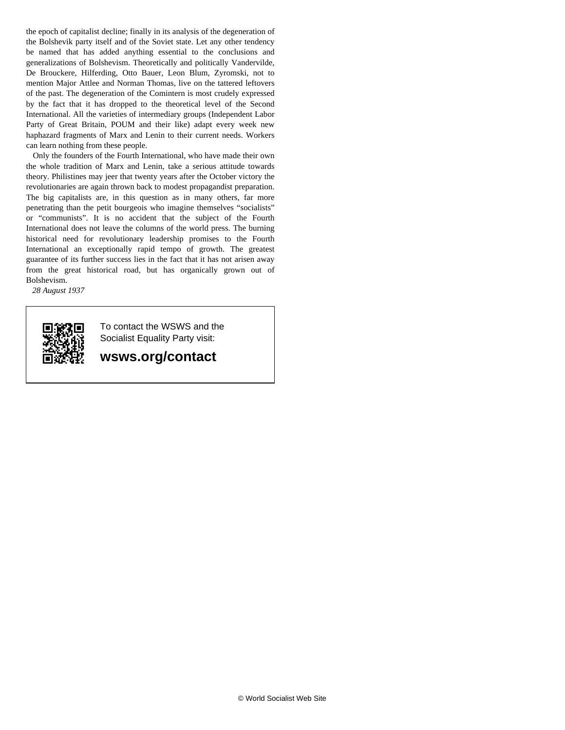the epoch of capitalist decline; finally in its analysis of the degeneration of the Bolshevik party itself and of the Soviet state. Let any other tendency be named that has added anything essential to the conclusions and generalizations of Bolshevism. Theoretically and politically Vandervilde, De Brouckere, Hilferding, Otto Bauer, Leon Blum, Zyromski, not to mention Major Attlee and Norman Thomas, live on the tattered leftovers of the past. The degeneration of the Comintern is most crudely expressed by the fact that it has dropped to the theoretical level of the Second International. All the varieties of intermediary groups (Independent Labor Party of Great Britain, POUM and their like) adapt every week new haphazard fragments of Marx and Lenin to their current needs. Workers can learn nothing from these people.

Only the founders of the Fourth International, who have made their own the whole tradition of Marx and Lenin, take a serious attitude towards theory. Philistines may jeer that twenty years after the October victory the revolutionaries are again thrown back to modest propagandist preparation. The big capitalists are, in this question as in many others, far more penetrating than the petit bourgeois who imagine themselves "socialists" or "communists". It is no accident that the subject of the Fourth International does not leave the columns of the world press. The burning historical need for revolutionary leadership promises to the Fourth International an exceptionally rapid tempo of growth. The greatest guarantee of its further success lies in the fact that it has not arisen away from the great historical road, but has organically grown out of Bolshevism.

*28 August 1937*

To contact the WSWS and the Socialist Equality Party visit:

**wsws.org/contact**